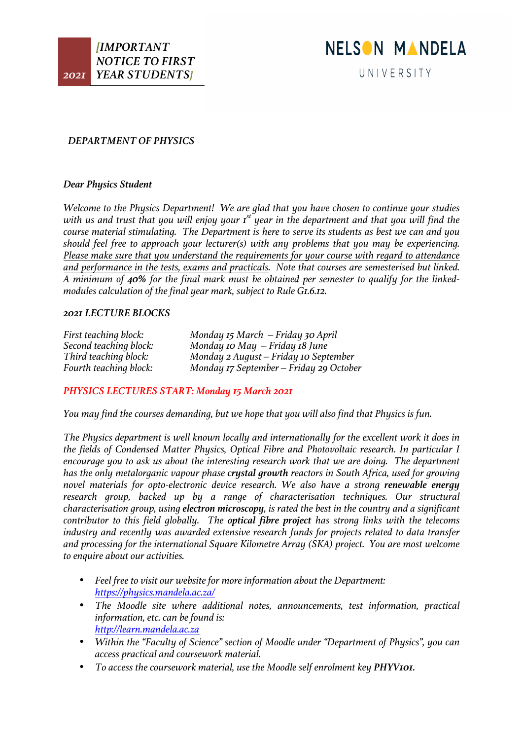**2021** *[IMPORTANT NOTICE TO FIRST YEAR STUDENTS]*

NELSON MANDELA UNIVERSITY

## *DEPARTMENT OF PHYSICS*

***Dear Physics Student***

*Welcome to the Physics Department! We are glad that you have chosen to continue your studies with us and trust that you will enjoy your 1st year in the department and that you will find the course material stimulating. The Department is here to serve its students as best we can and you should feel free to approach your lecturer(s) with any problems that you may be experiencing. Please make sure that you understand the requirements for your course with regard to attendance and performance in the tests, exams and practicals. Note that courses are semesterised but linked. A minimum of **40%** for the final mark must be obtained per semester to qualify for the linked-modules calculation of the final year mark, subject to Rule G1.6.12.*

### *2021 LECTURE BLOCKS*

| | |
|---|---|
| *First teaching block:* | *Monday 15 March – Friday 30 April* |
| *Second teaching block:* | *Monday 10 May – Friday 18 June* |
| *Third teaching block:* | *Monday 2 August – Friday 10 September* |
| *Fourth teaching block:* | *Monday 17 September – Friday 29 October* |

*PHYSICS LECTURES START: Monday 15 March 2021*

*You may find the courses demanding, but we hope that you will also find that Physics is fun.*

*The Physics department is well known locally and internationally for the excellent work it does in the fields of Condensed Matter Physics, Optical Fibre and Photovoltaic research. In particular I encourage you to ask us about the interesting research work that we are doing. The department has the only metalorganic vapour phase **crystal growth** reactors in South Africa, used for growing novel materials for opto-electronic device research. We also have a strong **renewable energy** research group, backed up by a range of characterisation techniques. Our structural characterisation group, using **electron microscopy**, is rated the best in the country and a significant contributor to this field globally. The **optical fibre project** has strong links with the telecoms industry and recently was awarded extensive research funds for projects related to data transfer and processing for the international Square Kilometre Array (SKA) project. You are most welcome to enquire about our activities.*

- *Feel free to visit our website for more information about the Department:* *https://physics.mandela.ac.za/*
- *The Moodle site where additional notes, announcements, test information, practical information, etc. can be found is:* *http://learn.mandela.ac.za*
- *Within the "Faculty of Science" section of Moodle under "Department of Physics", you can access practical and coursework material.*
- *To access the coursework material, use the Moodle self enrolment key **PHYV101.***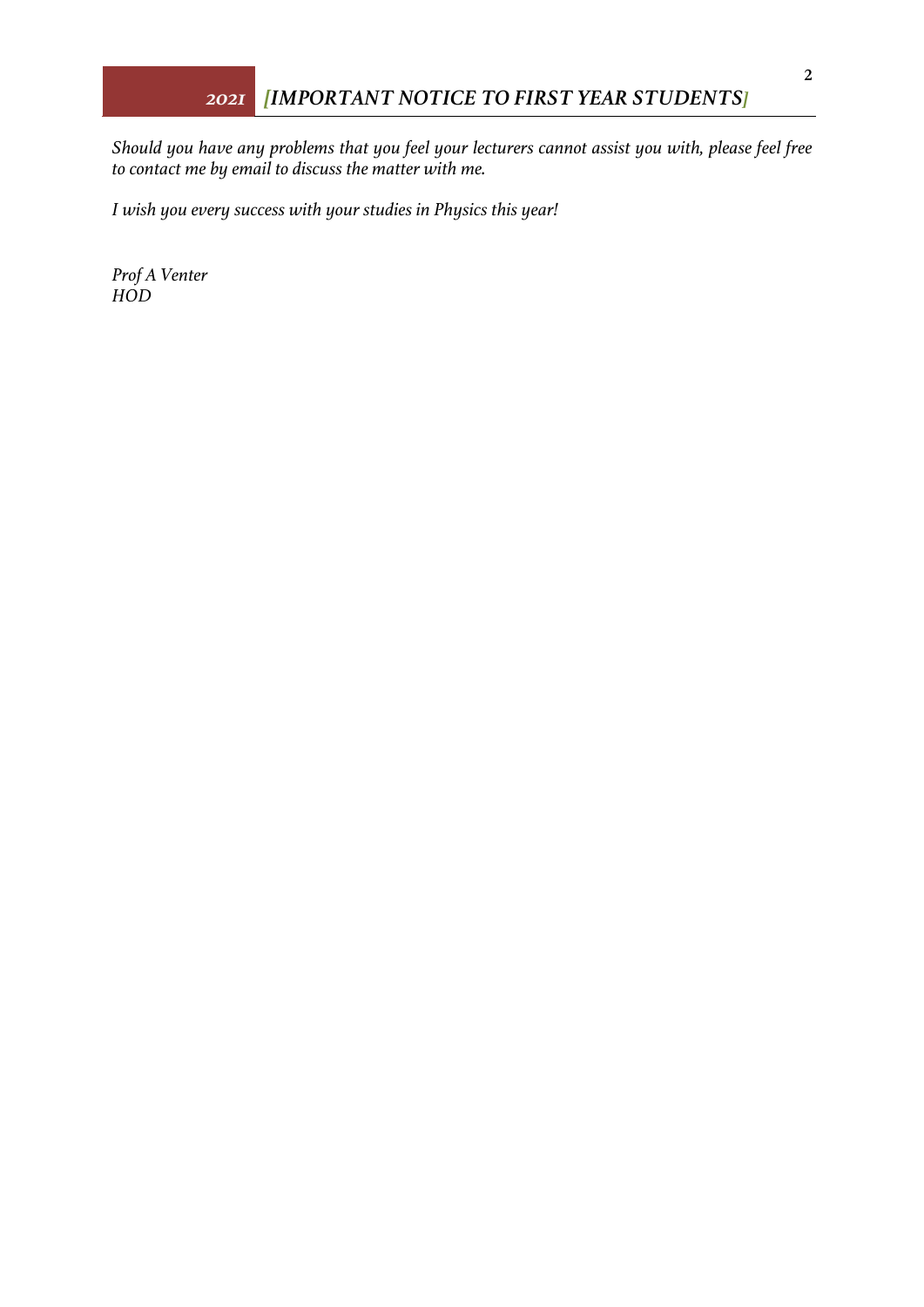*Should you have any problems that you feel your lecturers cannot assist you with, please feel free to contact me by email to discuss the matter with me.*

*I wish you every success with your studies in Physics this year!*

*Prof A Venter*
*HOD*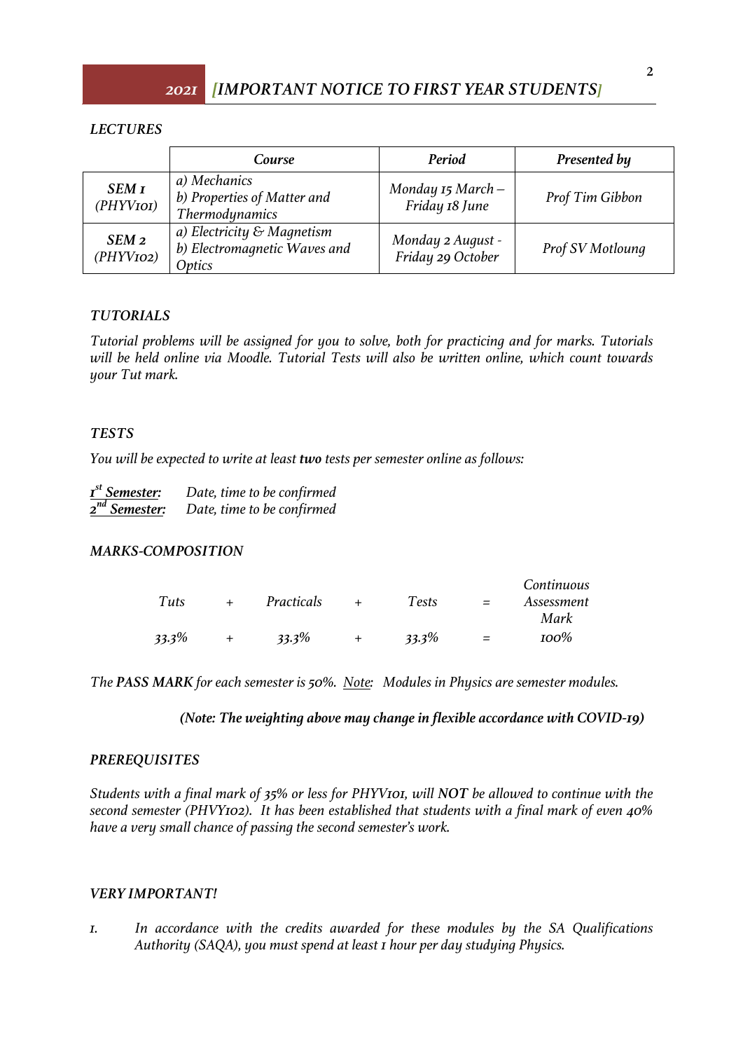### *LECTURES*

| | *Course* | *Period* | *Presented by* |
|---|---|---|---|
| *SEM 1 (PHYV101)* | *a) Mechanics<br>b) Properties of Matter and Thermodynamics* | *Monday 15 March – Friday 18 June* | *Prof Tim Gibbon* |
| *SEM 2 (PHYV102)* | *a) Electricity & Magnetism<br>b) Electromagnetic Waves and Optics* | *Monday 2 August - Friday 29 October* | *Prof SV Motloung* |

### *TUTORIALS*

*Tutorial problems will be assigned for you to solve, both for practicing and for marks. Tutorials will be held online via Moodle. Tutorial Tests will also be written online, which count towards your Tut mark.*

### *TESTS*

*You will be expected to write at least **two** tests per semester online as follows:*

***1st Semester:*** *Date, time to be confirmed*
***2nd Semester:*** *Date, time to be confirmed*

### *MARKS-COMPOSITION*

| *Tuts* | + | *Practicals* | + | *Tests* | = | *Continuous Assessment Mark* |
|---|---|---|---|---|---|---|
| *33.3%* | + | *33.3%* | + | *33.3%* | = | *100%* |

*The **PASS MARK** for each semester is 50%. Note: Modules in Physics are semester modules.*

***(Note: The weighting above may change in flexible accordance with COVID-19)***

### *PREREQUISITES*

*Students with a final mark of 35% or less for PHYV101, will **NOT** be allowed to continue with the second semester (PHVY102). It has been established that students with a final mark of even 40% have a very small chance of passing the second semester's work.*

### *VERY IMPORTANT!*

1. *In accordance with the credits awarded for these modules by the SA Qualifications Authority (SAQA), you must spend at least 1 hour per day studying Physics.*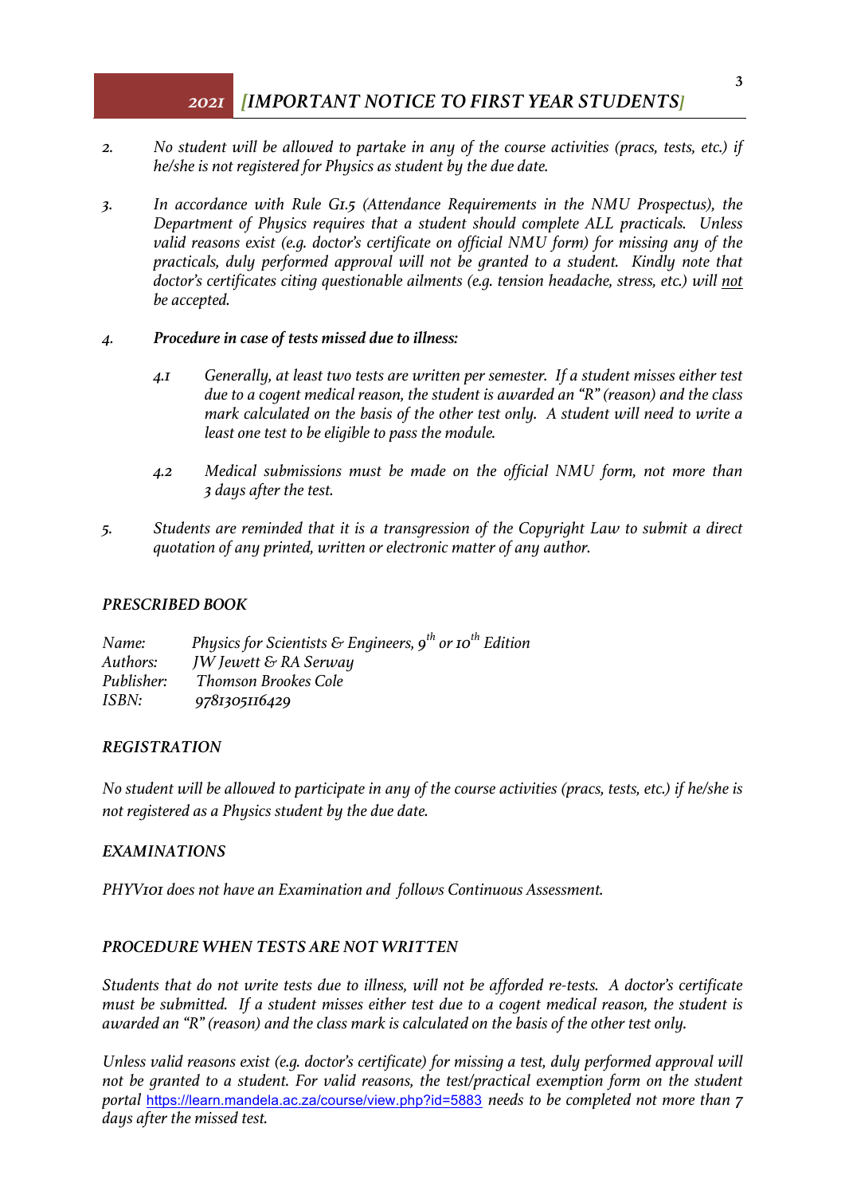2. *No student will be allowed to partake in any of the course activities (pracs, tests, etc.) if he/she is not registered for Physics as student by the due date.*

3. *In accordance with Rule G1.5 (Attendance Requirements in the NMU Prospectus), the Department of Physics requires that a student should complete ALL practicals. Unless valid reasons exist (e.g. doctor's certificate on official NMU form) for missing any of the practicals, duly performed approval will not be granted to a student. Kindly note that doctor's certificates citing questionable ailments (e.g. tension headache, stress, etc.) will not be accepted.*

4. ***Procedure in case of tests missed due to illness:***

   4.1 *Generally, at least two tests are written per semester. If a student misses either test due to a cogent medical reason, the student is awarded an "R" (reason) and the class mark calculated on the basis of the other test only. A student will need to write a least one test to be eligible to pass the module.*

   4.2 *Medical submissions must be made on the official NMU form, not more than 3 days after the test.*

5. *Students are reminded that it is a transgression of the Copyright Law to submit a direct quotation of any printed, written or electronic matter of any author.*

### *PRESCRIBED BOOK*

*Name:* *Physics for Scientists & Engineers, 9th or 10th Edition*
*Authors:* *JW Jewett & RA Serway*
*Publisher:* *Thomson Brookes Cole*
*ISBN:* *9781305116429*

### *REGISTRATION*

*No student will be allowed to participate in any of the course activities (pracs, tests, etc.) if he/she is not registered as a Physics student by the due date.*

### *EXAMINATIONS*

*PHYV101 does not have an Examination and follows Continuous Assessment.*

### *PROCEDURE WHEN TESTS ARE NOT WRITTEN*

*Students that do not write tests due to illness, will not be afforded re-tests. A doctor's certificate must be submitted. If a student misses either test due to a cogent medical reason, the student is awarded an "R" (reason) and the class mark is calculated on the basis of the other test only.*

*Unless valid reasons exist (e.g. doctor's certificate) for missing a test, duly performed approval will not be granted to a student. For valid reasons, the test/practical exemption form on the student portal* https://learn.mandela.ac.za/course/view.php?id=5883 *needs to be completed not more than 7 days after the missed test.*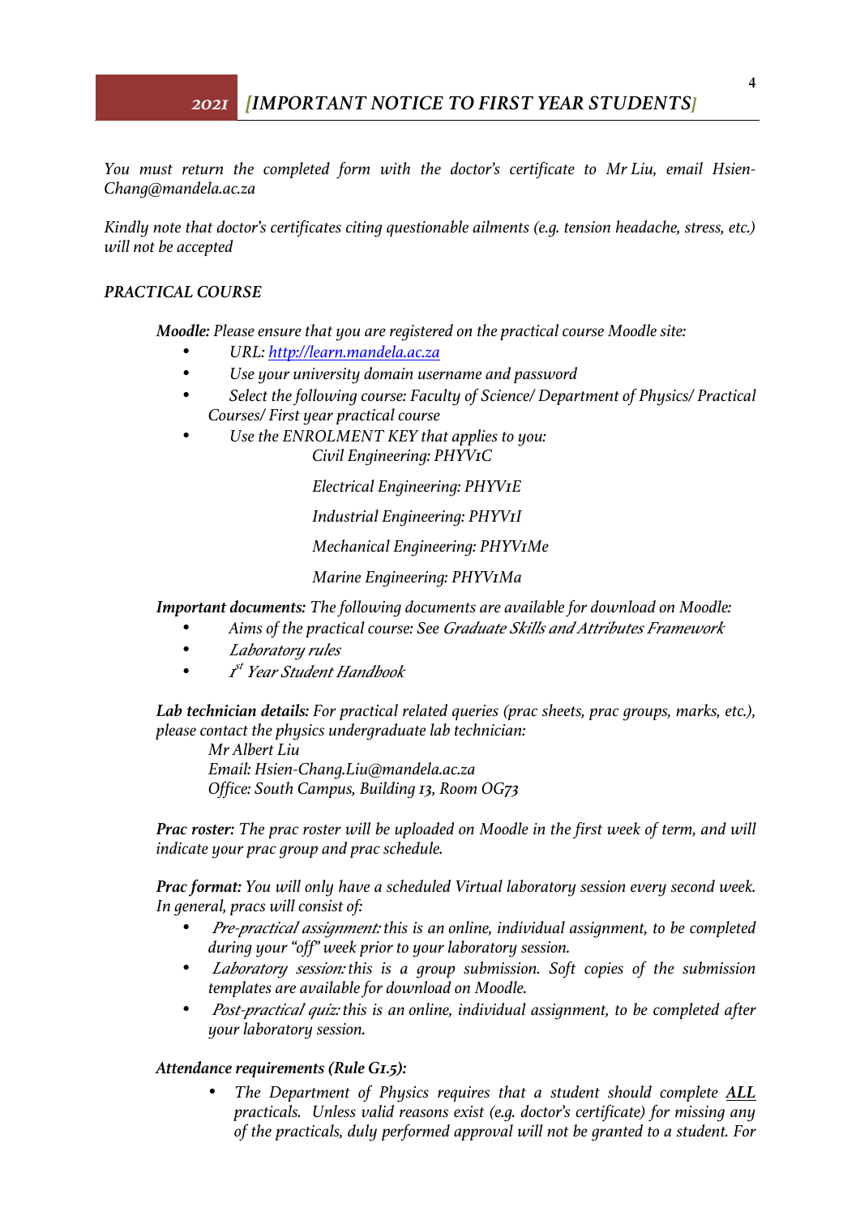*You must return the completed form with the doctor's certificate to Mr Liu, email Hsien-Chang@mandela.ac.za*

*Kindly note that doctor's certificates citing questionable ailments (e.g. tension headache, stress, etc.) will not be accepted*

### *PRACTICAL COURSE*

***Moodle:*** *Please ensure that you are registered on the practical course Moodle site:*

- *URL: http://learn.mandela.ac.za*
- *Use your university domain username and password*
- *Select the following course: Faculty of Science/ Department of Physics/ Practical Courses/ First year practical course*
- *Use the ENROLMENT KEY that applies to you:*

  *Civil Engineering: PHYV1C*

  *Electrical Engineering: PHYV1E*

  *Industrial Engineering: PHYV1I*

  *Mechanical Engineering: PHYV1Me*

  *Marine Engineering: PHYV1Ma*

***Important documents:*** *The following documents are available for download on Moodle:*

- *Aims of the practical course: See Graduate Skills and Attributes Framework*
- *Laboratory rules*
- *1st Year Student Handbook*

***Lab technician details:*** *For practical related queries (prac sheets, prac groups, marks, etc.), please contact the physics undergraduate lab technician:*

*Mr Albert Liu*
*Email: Hsien-Chang.Liu@mandela.ac.za*
*Office: South Campus, Building 13, Room OG73*

***Prac roster:*** *The prac roster will be uploaded on Moodle in the first week of term, and will indicate your prac group and prac schedule.*

***Prac format:*** *You will only have a scheduled Virtual laboratory session every second week. In general, pracs will consist of:*

- *Pre-practical assignment: this is an online, individual assignment, to be completed during your "off" week prior to your laboratory session.*
- *Laboratory session: this is a group submission. Soft copies of the submission templates are available for download on Moodle.*
- *Post-practical quiz: this is an online, individual assignment, to be completed after your laboratory session.*

***Attendance requirements (Rule G1.5):***

- *The Department of Physics requires that a student should complete **ALL** practicals. Unless valid reasons exist (e.g. doctor's certificate) for missing any of the practicals, duly performed approval will not be granted to a student. For*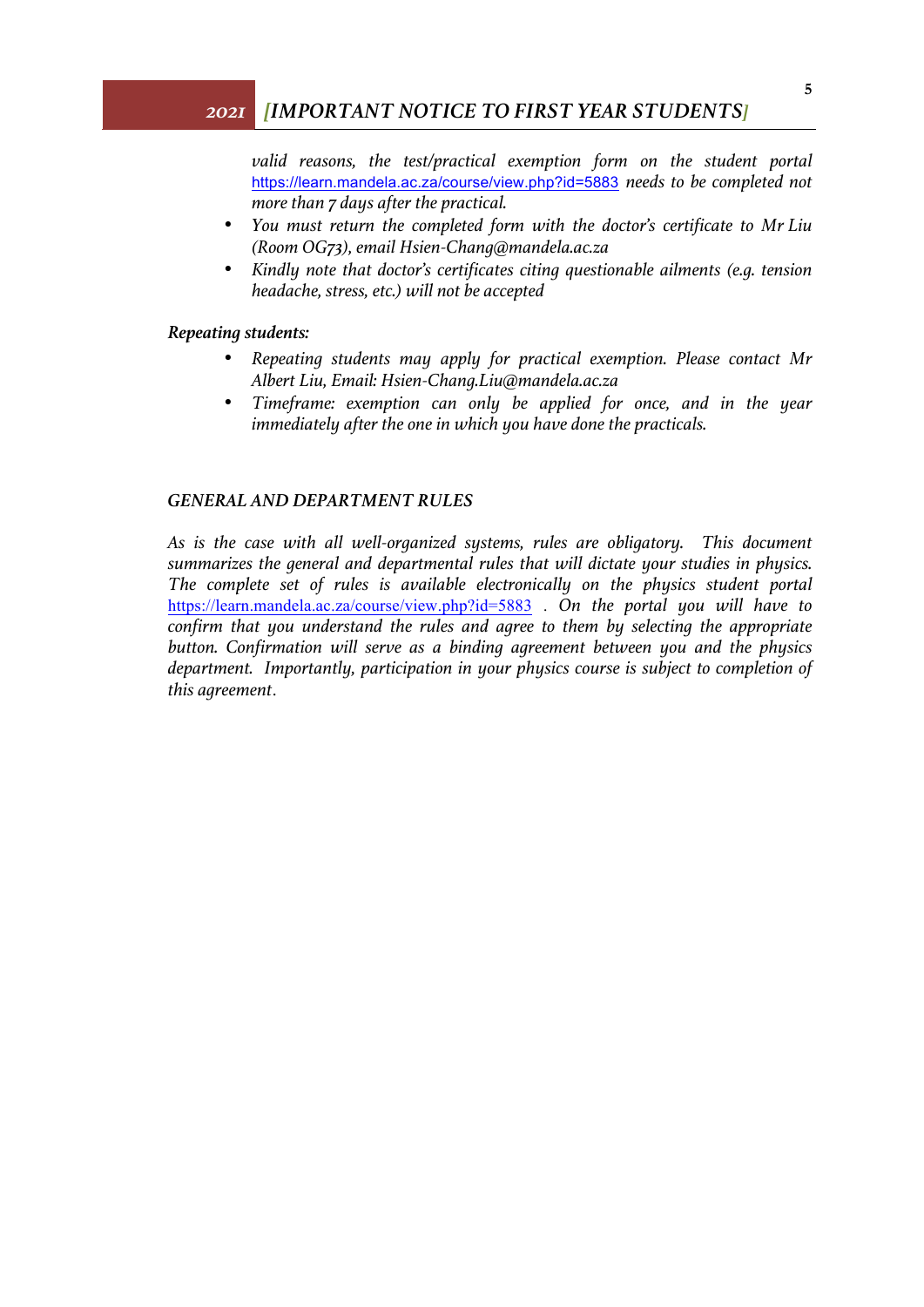*valid reasons, the test/practical exemption form on the student portal https://learn.mandela.ac.za/course/view.php?id=5883 needs to be completed not more than 7 days after the practical.*

- *You must return the completed form with the doctor's certificate to Mr Liu (Room OG73), email Hsien-Chang@mandela.ac.za*
- *Kindly note that doctor's certificates citing questionable ailments (e.g. tension headache, stress, etc.) will not be accepted*

***Repeating students:***

- *Repeating students may apply for practical exemption. Please contact Mr Albert Liu, Email: Hsien-Chang.Liu@mandela.ac.za*
- *Timeframe: exemption can only be applied for once, and in the year immediately after the one in which you have done the practicals.*

## *GENERAL AND DEPARTMENT RULES*

*As is the case with all well-organized systems, rules are obligatory. This document summarizes the general and departmental rules that will dictate your studies in physics. The complete set of rules is available electronically on the physics student portal https://learn.mandela.ac.za/course/view.php?id=5883 . On the portal you will have to confirm that you understand the rules and agree to them by selecting the appropriate button. Confirmation will serve as a binding agreement between you and the physics department. Importantly, participation in your physics course is subject to completion of this agreement.*